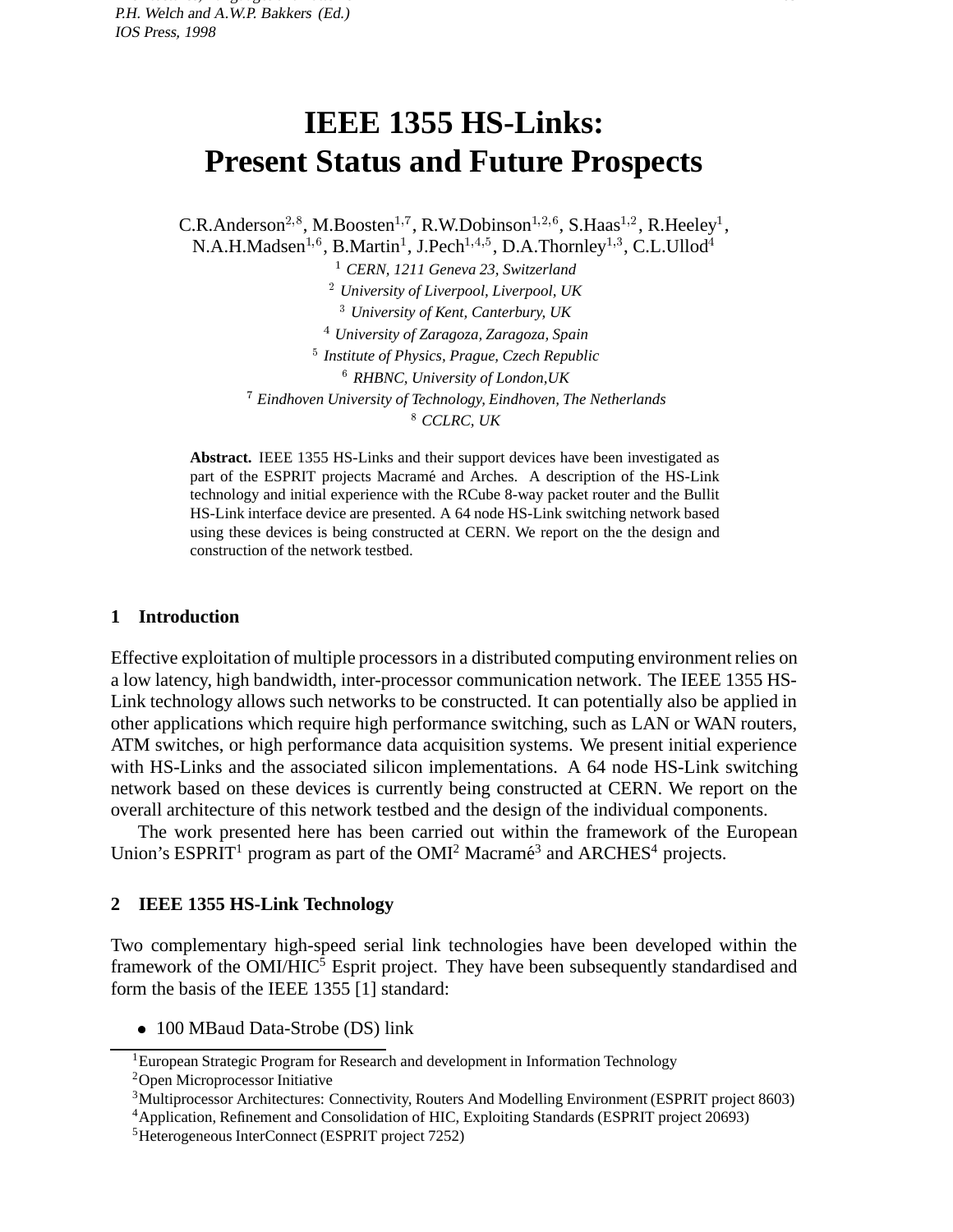# IEEE 1355 HS-Links: Present Status and Future Prospects

C.R.Anderson[2,8], M.Boosten[1,7], R.W.Dobinson[1,2,6], S.Haas[1,2], R.Heeley[1], N.A.H.Madsen[1,6], B.Martin[1], J.Pech[1,4,5], D.A.Thornley[1,3], C.L.Ullod[4]

[1] *CERN, 1211 Geneva 23, Switzerland*
[2] *University of Liverpool, Liverpool, UK*
[3] *University of Kent, Canterbury, UK*
[4] *University of Zaragoza, Zaragoza, Spain*
[5] *Institute of Physics, Prague, Czech Republic*
[6] *RHBNC, University of London,UK*
[7] *Eindhoven University of Technology, Eindhoven, The Netherlands*
[8] *CCLRC, UK*

**Abstract.** IEEE 1355 HS-Links and their support devices have been investigated as part of the ESPRIT projects Macramé and Arches. A description of the HS-Link technology and initial experience with the RCube 8-way packet router and the Bullit HS-Link interface device are presented. A 64 node HS-Link switching network based using these devices is being constructed at CERN. We report on the the design and construction of the network testbed.

## 1 Introduction

Effective exploitation of multiple processors in a distributed computing environment relies on a low latency, high bandwidth, inter-processor communication network. The IEEE 1355 HS-Link technology allows such networks to be constructed. It can potentially also be applied in other applications which require high performance switching, such as LAN or WAN routers, ATM switches, or high performance data acquisition systems. We present initial experience with HS-Links and the associated silicon implementations. A 64 node HS-Link switching network based on these devices is currently being constructed at CERN. We report on the overall architecture of this network testbed and the design of the individual components.

The work presented here has been carried out within the framework of the European Union's ESPRIT[1] program as part of the OMI[2] Macramé[3] and ARCHES[4] projects.

## 2 IEEE 1355 HS-Link Technology

Two complementary high-speed serial link technologies have been developed within the framework of the OMI/HIC[5] Esprit project. They have been subsequently standardised and form the basis of the IEEE 1355 [1] standard:

- 100 MBaud Data-Strobe (DS) link

[1]European Strategic Program for Research and development in Information Technology
[2]Open Microprocessor Initiative
[3]Multiprocessor Architectures: Connectivity, Routers And Modelling Environment (ESPRIT project 8603)
[4]Application, Refinement and Consolidation of HIC, Exploiting Standards (ESPRIT project 20693)
[5]Heterogeneous InterConnect (ESPRIT project 7252)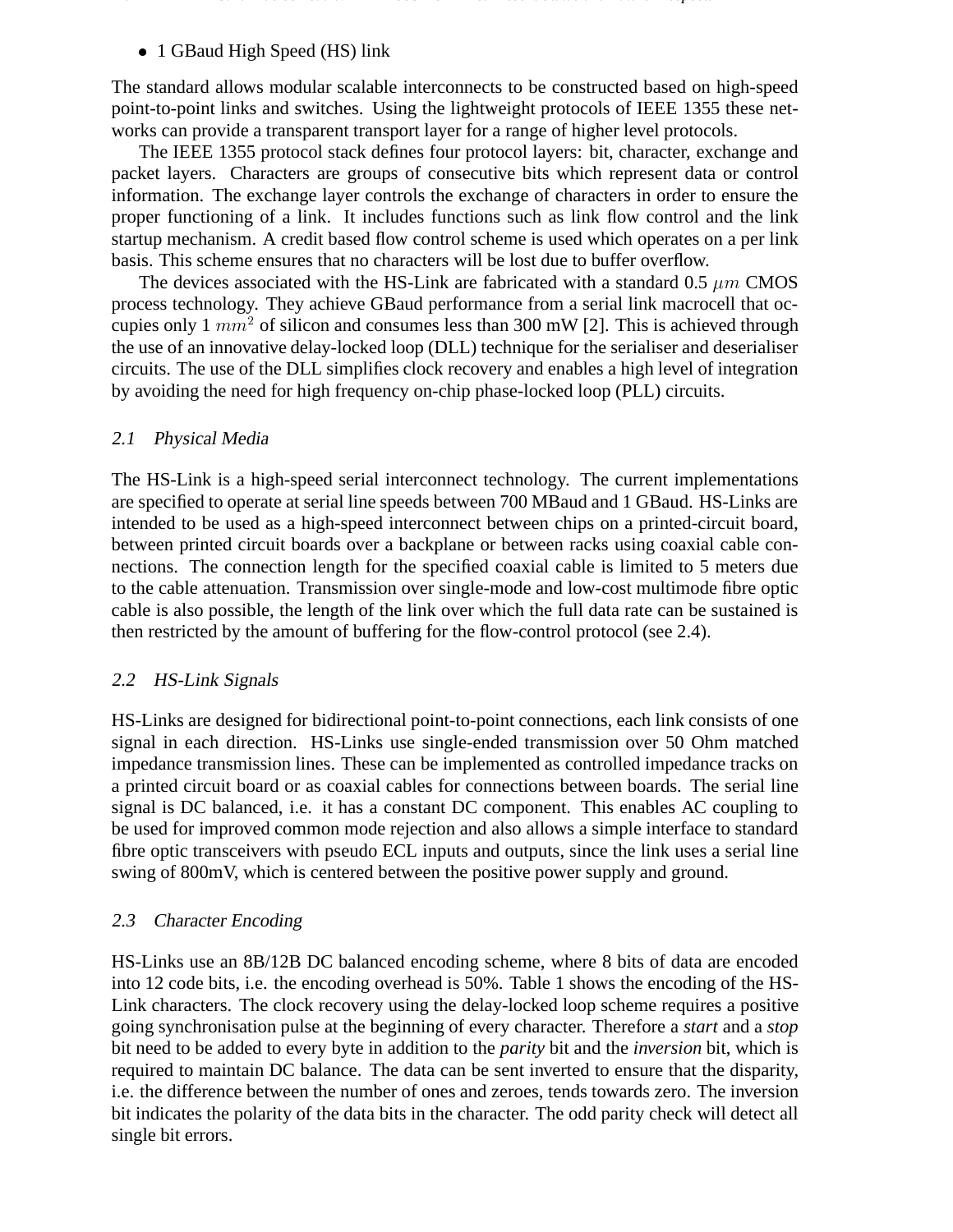- 1 GBaud High Speed (HS) link

The standard allows modular scalable interconnects to be constructed based on high-speed point-to-point links and switches. Using the lightweight protocols of IEEE 1355 these networks can provide a transparent transport layer for a range of higher level protocols.

The IEEE 1355 protocol stack defines four protocol layers: bit, character, exchange and packet layers. Characters are groups of consecutive bits which represent data or control information. The exchange layer controls the exchange of characters in order to ensure the proper functioning of a link. It includes functions such as link flow control and the link startup mechanism. A credit based flow control scheme is used which operates on a per link basis. This scheme ensures that no characters will be lost due to buffer overflow.

The devices associated with the HS-Link are fabricated with a standard 0.5 $\mu m$ CMOS process technology. They achieve GBaud performance from a serial link macrocell that occupies only 1 $mm^2$ of silicon and consumes less than 300 mW [2]. This is achieved through the use of an innovative delay-locked loop (DLL) technique for the serialiser and deserialiser circuits. The use of the DLL simplifies clock recovery and enables a high level of integration by avoiding the need for high frequency on-chip phase-locked loop (PLL) circuits.

### 2.1 Physical Media

The HS-Link is a high-speed serial interconnect technology. The current implementations are specified to operate at serial line speeds between 700 MBaud and 1 GBaud. HS-Links are intended to be used as a high-speed interconnect between chips on a printed-circuit board, between printed circuit boards over a backplane or between racks using coaxial cable connections. The connection length for the specified coaxial cable is limited to 5 meters due to the cable attenuation. Transmission over single-mode and low-cost multimode fibre optic cable is also possible, the length of the link over which the full data rate can be sustained is then restricted by the amount of buffering for the flow-control protocol (see 2.4).

### 2.2 HS-Link Signals

HS-Links are designed for bidirectional point-to-point connections, each link consists of one signal in each direction. HS-Links use single-ended transmission over 50 Ohm matched impedance transmission lines. These can be implemented as controlled impedance tracks on a printed circuit board or as coaxial cables for connections between boards. The serial line signal is DC balanced, i.e. it has a constant DC component. This enables AC coupling to be used for improved common mode rejection and also allows a simple interface to standard fibre optic transceivers with pseudo ECL inputs and outputs, since the link uses a serial line swing of 800mV, which is centered between the positive power supply and ground.

### 2.3 Character Encoding

HS-Links use an 8B/12B DC balanced encoding scheme, where 8 bits of data are encoded into 12 code bits, i.e. the encoding overhead is 50%. Table 1 shows the encoding of the HS-Link characters. The clock recovery using the delay-locked loop scheme requires a positive going synchronisation pulse at the beginning of every character. Therefore a *start* and a *stop* bit need to be added to every byte in addition to the *parity* bit and the *inversion* bit, which is required to maintain DC balance. The data can be sent inverted to ensure that the disparity, i.e. the difference between the number of ones and zeroes, tends towards zero. The inversion bit indicates the polarity of the data bits in the character. The odd parity check will detect all single bit errors.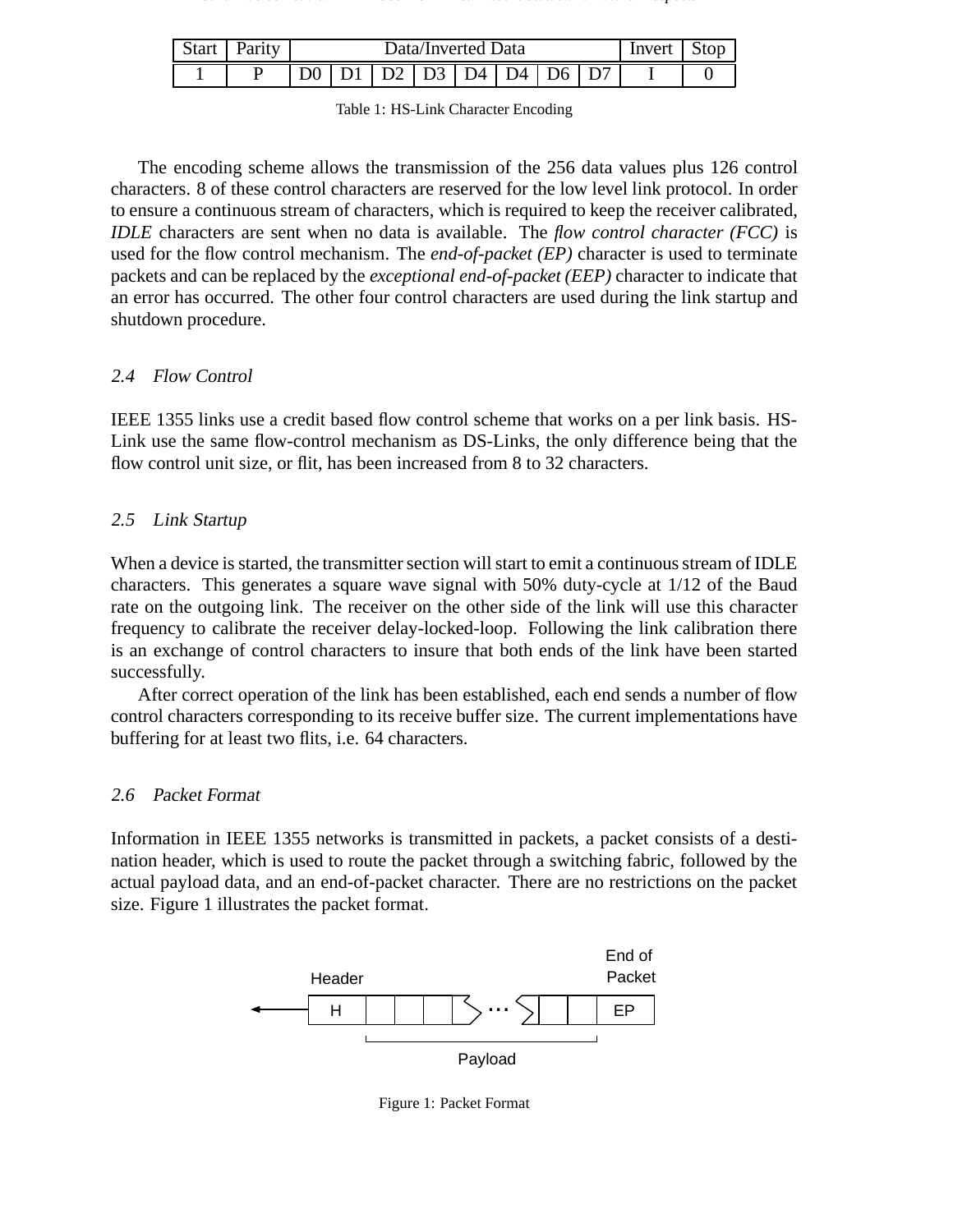| Start | Parity | Data/Inverted Data | | | | | | | | Invert | Stop |
|---|---|---|---|---|---|---|---|---|---|---|---|
| 1 | P | D0 | D1 | D2 | D3 | D4 | D4 | D6 | D7 | I | 0 |

Table 1: HS-Link Character Encoding

The encoding scheme allows the transmission of the 256 data values plus 126 control characters. 8 of these control characters are reserved for the low level link protocol. In order to ensure a continuous stream of characters, which is required to keep the receiver calibrated, *IDLE* characters are sent when no data is available. The *flow control character (FCC)* is used for the flow control mechanism. The *end-of-packet (EP)* character is used to terminate packets and can be replaced by the *exceptional end-of-packet (EEP)* character to indicate that an error has occurred. The other four control characters are used during the link startup and shutdown procedure.

### 2.4 Flow Control

IEEE 1355 links use a credit based flow control scheme that works on a per link basis. HS-Link use the same flow-control mechanism as DS-Links, the only difference being that the flow control unit size, or flit, has been increased from 8 to 32 characters.

### 2.5 Link Startup

When a device is started, the transmitter section will start to emit a continuous stream of IDLE characters. This generates a square wave signal with 50% duty-cycle at 1/12 of the Baud rate on the outgoing link. The receiver on the other side of the link will use this character frequency to calibrate the receiver delay-locked-loop. Following the link calibration there is an exchange of control characters to insure that both ends of the link have been started successfully.

After correct operation of the link has been established, each end sends a number of flow control characters corresponding to its receive buffer size. The current implementations have buffering for at least two flits, i.e. 64 characters.

### 2.6 Packet Format

Information in IEEE 1355 networks is transmitted in packets, a packet consists of a destination header, which is used to route the packet through a switching fabric, followed by the actual payload data, and an end-of-packet character. There are no restrictions on the packet size. Figure 1 illustrates the packet format.

Figure 1: Packet Format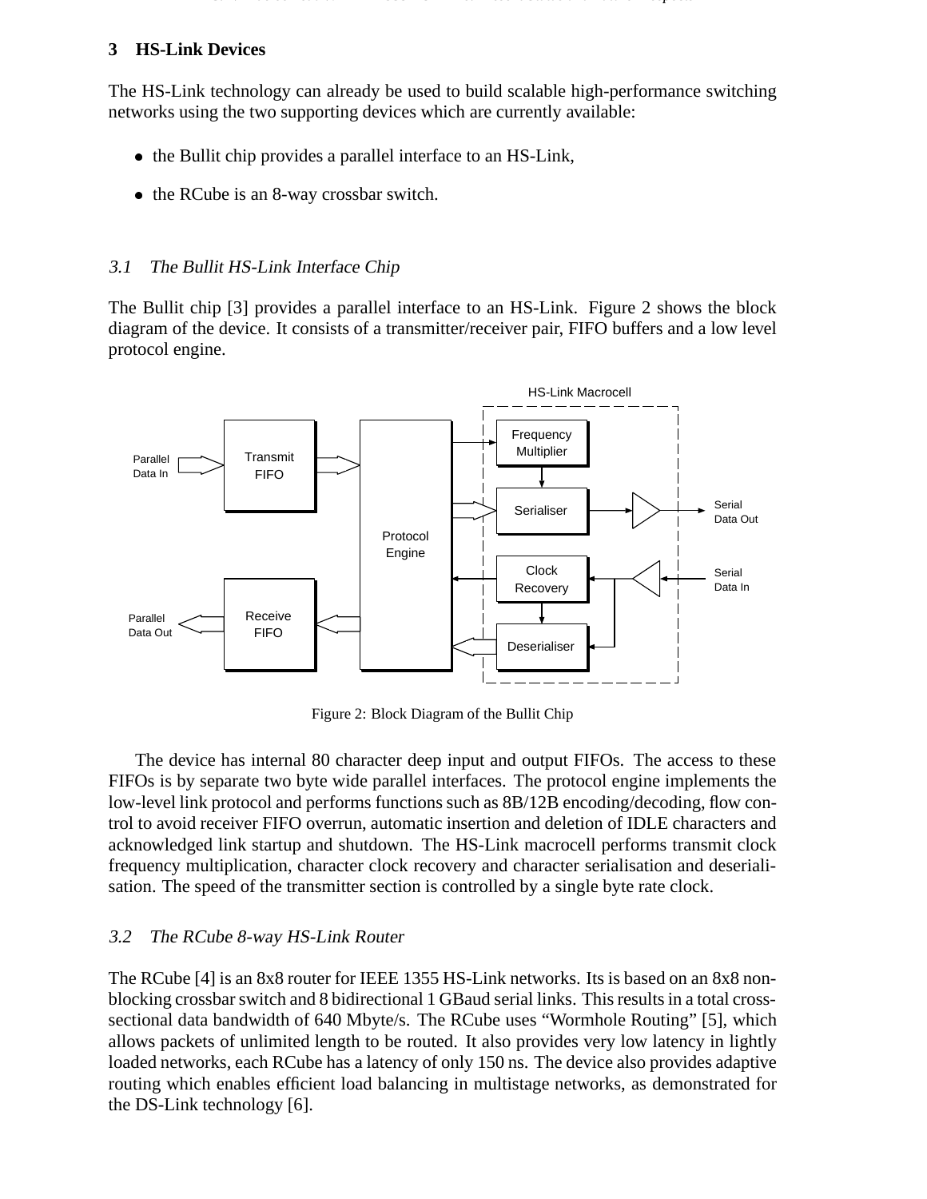## 3 HS-Link Devices

The HS-Link technology can already be used to build scalable high-performance switching networks using the two supporting devices which are currently available:

- the Bullit chip provides a parallel interface to an HS-Link,
- the RCube is an 8-way crossbar switch.

### 3.1 *The Bullit HS-Link Interface Chip*

The Bullit chip [3] provides a parallel interface to an HS-Link. Figure 2 shows the block diagram of the device. It consists of a transmitter/receiver pair, FIFO buffers and a low level protocol engine.

Figure 2: Block Diagram of the Bullit Chip

The device has internal 80 character deep input and output FIFOs. The access to these FIFOs is by separate two byte wide parallel interfaces. The protocol engine implements the low-level link protocol and performs functions such as 8B/12B encoding/decoding, flow control to avoid receiver FIFO overrun, automatic insertion and deletion of IDLE characters and acknowledged link startup and shutdown. The HS-Link macrocell performs transmit clock frequency multiplication, character clock recovery and character serialisation and deserialisation. The speed of the transmitter section is controlled by a single byte rate clock.

### 3.2 *The RCube 8-way HS-Link Router*

The RCube [4] is an 8x8 router for IEEE 1355 HS-Link networks. Its is based on an 8x8 non-blocking crossbar switch and 8 bidirectional 1 GBaud serial links. This results in a total cross-sectional data bandwidth of 640 Mbyte/s. The RCube uses "Wormhole Routing" [5], which allows packets of unlimited length to be routed. It also provides very low latency in lightly loaded networks, each RCube has a latency of only 150 ns. The device also provides adaptive routing which enables efficient load balancing in multistage networks, as demonstrated for the DS-Link technology [6].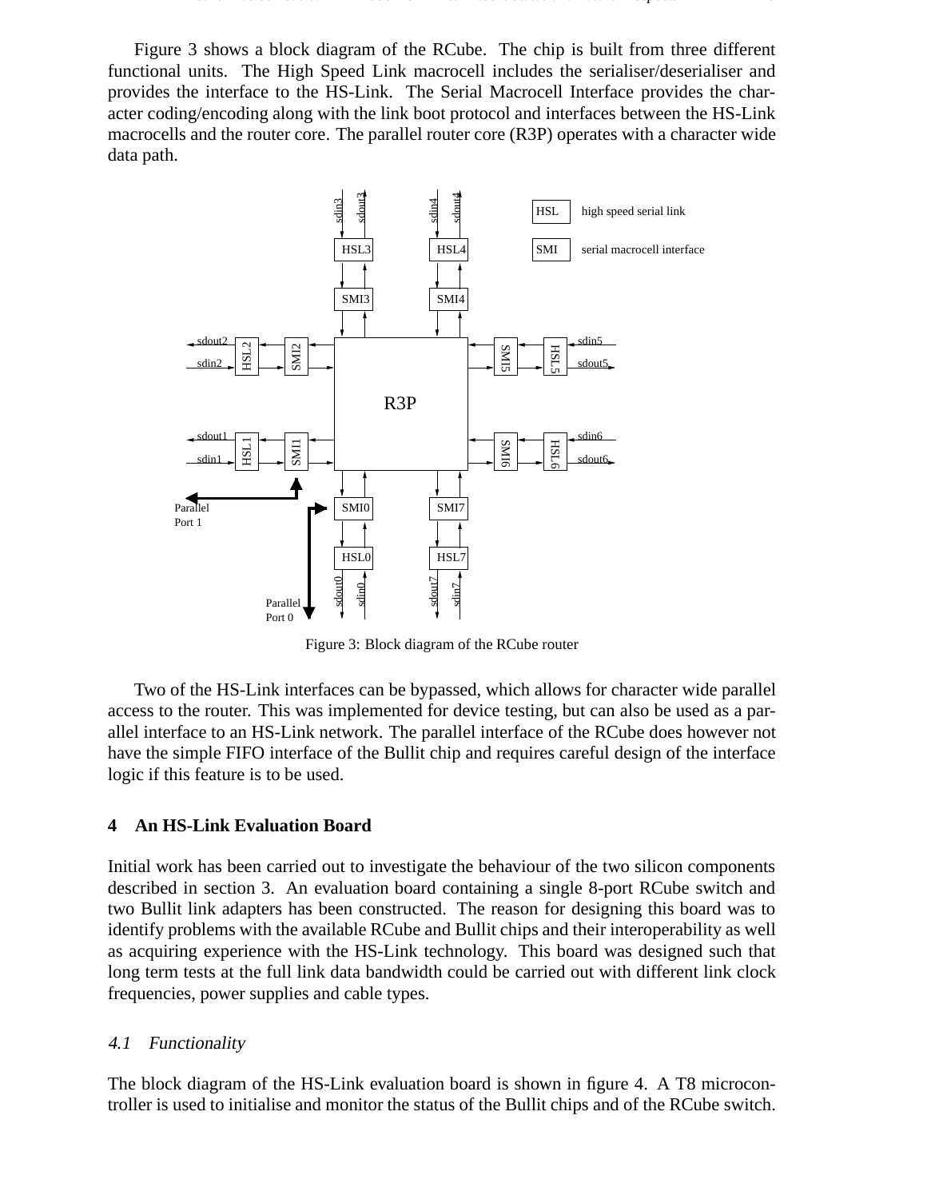Figure 3 shows a block diagram of the RCube. The chip is built from three different functional units. The High Speed Link macrocell includes the serialiser/deserialiser and provides the interface to the HS-Link. The Serial Macrocell Interface provides the character coding/encoding along with the link boot protocol and interfaces between the HS-Link macrocells and the router core. The parallel router core (R3P) operates with a character wide data path.

Figure 3: Block diagram of the RCube router

Two of the HS-Link interfaces can be bypassed, which allows for character wide parallel access to the router. This was implemented for device testing, but can also be used as a parallel interface to an HS-Link network. The parallel interface of the RCube does however not have the simple FIFO interface of the Bullit chip and requires careful design of the interface logic if this feature is to be used.

## 4 An HS-Link Evaluation Board

Initial work has been carried out to investigate the behaviour of the two silicon components described in section 3. An evaluation board containing a single 8-port RCube switch and two Bullit link adapters has been constructed. The reason for designing this board was to identify problems with the available RCube and Bullit chips and their interoperability as well as acquiring experience with the HS-Link technology. This board was designed such that long term tests at the full link data bandwidth could be carried out with different link clock frequencies, power supplies and cable types.

### 4.1 Functionality

The block diagram of the HS-Link evaluation board is shown in figure 4. A T8 microcontroller is used to initialise and monitor the status of the Bullit chips and of the RCube switch.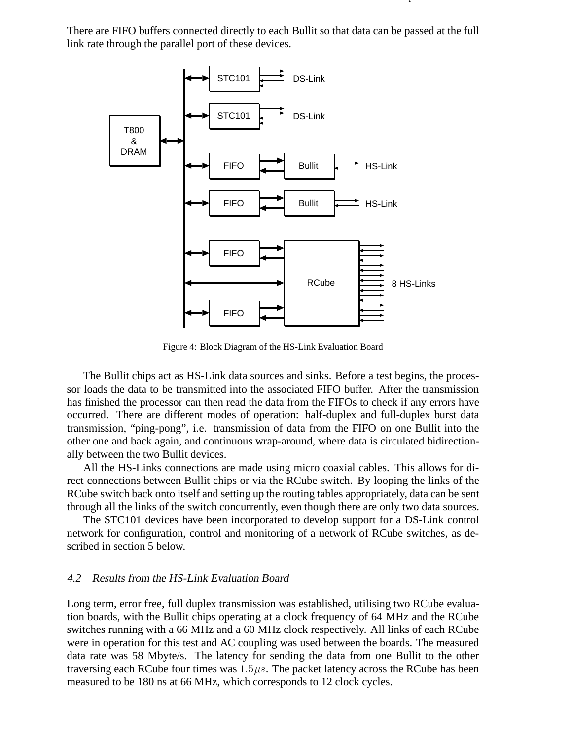There are FIFO buffers connected directly to each Bullit so that data can be passed at the full link rate through the parallel port of these devices.

Figure 4: Block Diagram of the HS-Link Evaluation Board

The Bullit chips act as HS-Link data sources and sinks. Before a test begins, the processor loads the data to be transmitted into the associated FIFO buffer. After the transmission has finished the processor can then read the data from the FIFOs to check if any errors have occurred. There are different modes of operation: half-duplex and full-duplex burst data transmission, "ping-pong", i.e. transmission of data from the FIFO on one Bullit into the other one and back again, and continuous wrap-around, where data is circulated bidirectionally between the two Bullit devices.

All the HS-Links connections are made using micro coaxial cables. This allows for direct connections between Bullit chips or via the RCube switch. By looping the links of the RCube switch back onto itself and setting up the routing tables appropriately, data can be sent through all the links of the switch concurrently, even though there are only two data sources.

The STC101 devices have been incorporated to develop support for a DS-Link control network for configuration, control and monitoring of a network of RCube switches, as described in section 5 below.

### 4.2 Results from the HS-Link Evaluation Board

Long term, error free, full duplex transmission was established, utilising two RCube evaluation boards, with the Bullit chips operating at a clock frequency of 64 MHz and the RCube switches running with a 66 MHz and a 60 MHz clock respectively. All links of each RCube were in operation for this test and AC coupling was used between the boards. The measured data rate was 58 Mbyte/s. The latency for sending the data from one Bullit to the other traversing each RCube four times was $1.5\mu s$. The packet latency across the RCube has been measured to be 180 ns at 66 MHz, which corresponds to 12 clock cycles.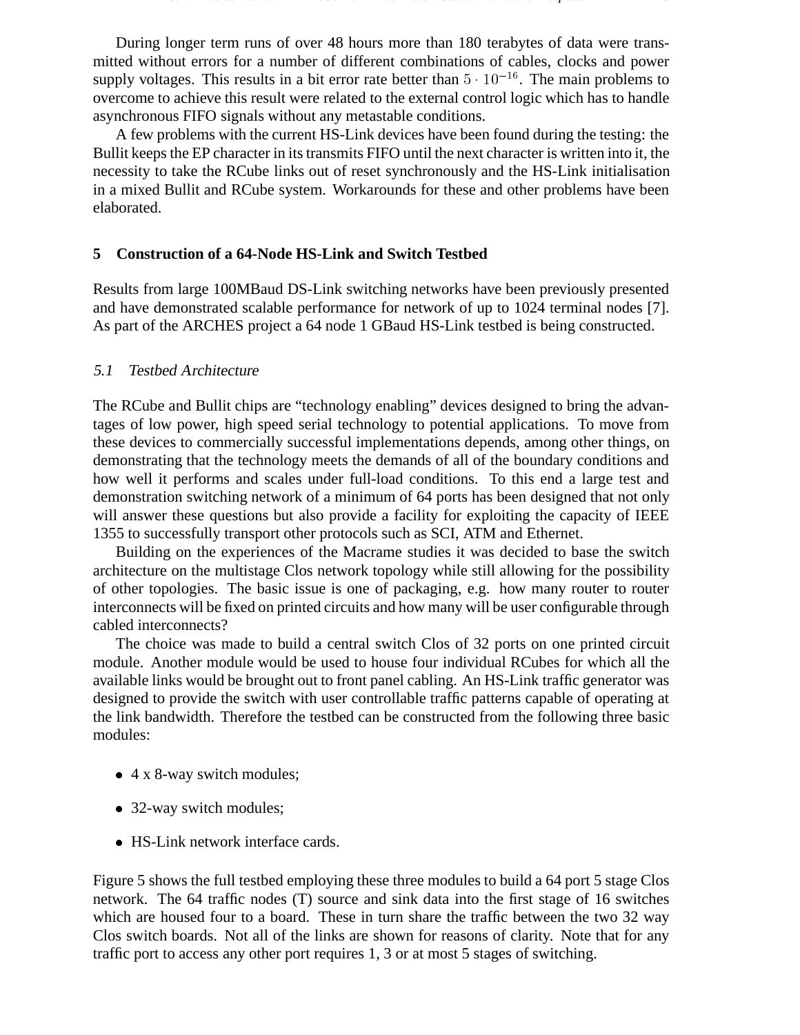During longer term runs of over 48 hours more than 180 terabytes of data were transmitted without errors for a number of different combinations of cables, clocks and power supply voltages. This results in a bit error rate better than $5 \cdot 10^{-16}$. The main problems to overcome to achieve this result were related to the external control logic which has to handle asynchronous FIFO signals without any metastable conditions.

A few problems with the current HS-Link devices have been found during the testing: the Bullit keeps the EP character in its transmits FIFO until the next character is written into it, the necessity to take the RCube links out of reset synchronously and the HS-Link initialisation in a mixed Bullit and RCube system. Workarounds for these and other problems have been elaborated.

## 5 Construction of a 64-Node HS-Link and Switch Testbed

Results from large 100MBaud DS-Link switching networks have been previously presented and have demonstrated scalable performance for network of up to 1024 terminal nodes [7]. As part of the ARCHES project a 64 node 1 GBaud HS-Link testbed is being constructed.

### *5.1 Testbed Architecture*

The RCube and Bullit chips are "technology enabling" devices designed to bring the advantages of low power, high speed serial technology to potential applications. To move from these devices to commercially successful implementations depends, among other things, on demonstrating that the technology meets the demands of all of the boundary conditions and how well it performs and scales under full-load conditions. To this end a large test and demonstration switching network of a minimum of 64 ports has been designed that not only will answer these questions but also provide a facility for exploiting the capacity of IEEE 1355 to successfully transport other protocols such as SCI, ATM and Ethernet.

Building on the experiences of the Macrame studies it was decided to base the switch architecture on the multistage Clos network topology while still allowing for the possibility of other topologies. The basic issue is one of packaging, e.g. how many router to router interconnects will be fixed on printed circuits and how many will be user configurable through cabled interconnects?

The choice was made to build a central switch Clos of 32 ports on one printed circuit module. Another module would be used to house four individual RCubes for which all the available links would be brought out to front panel cabling. An HS-Link traffic generator was designed to provide the switch with user controllable traffic patterns capable of operating at the link bandwidth. Therefore the testbed can be constructed from the following three basic modules:

- 4 x 8-way switch modules;
- 32-way switch modules;
- HS-Link network interface cards.

Figure 5 shows the full testbed employing these three modules to build a 64 port 5 stage Clos network. The 64 traffic nodes (T) source and sink data into the first stage of 16 switches which are housed four to a board. These in turn share the traffic between the two 32 way Clos switch boards. Not all of the links are shown for reasons of clarity. Note that for any traffic port to access any other port requires 1, 3 or at most 5 stages of switching.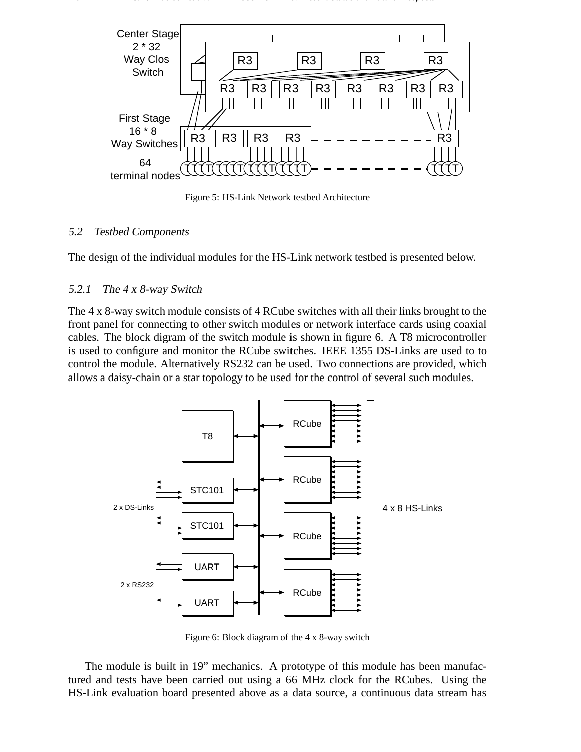Figure 5: HS-Link Network testbed Architecture

### 5.2 Testbed Components

The design of the individual modules for the HS-Link network testbed is presented below.

#### 5.2.1 The 4 x 8-way Switch

The 4 x 8-way switch module consists of 4 RCube switches with all their links brought to the front panel for connecting to other switch modules or network interface cards using coaxial cables. The block digram of the switch module is shown in figure 6. A T8 microcontroller is used to configure and monitor the RCube switches. IEEE 1355 DS-Links are used to to control the module. Alternatively RS232 can be used. Two connections are provided, which allows a daisy-chain or a star topology to be used for the control of several such modules.

Figure 6: Block diagram of the 4 x 8-way switch

The module is built in 19" mechanics. A prototype of this module has been manufactured and tests have been carried out using a 66 MHz clock for the RCubes. Using the HS-Link evaluation board presented above as a data source, a continuous data stream has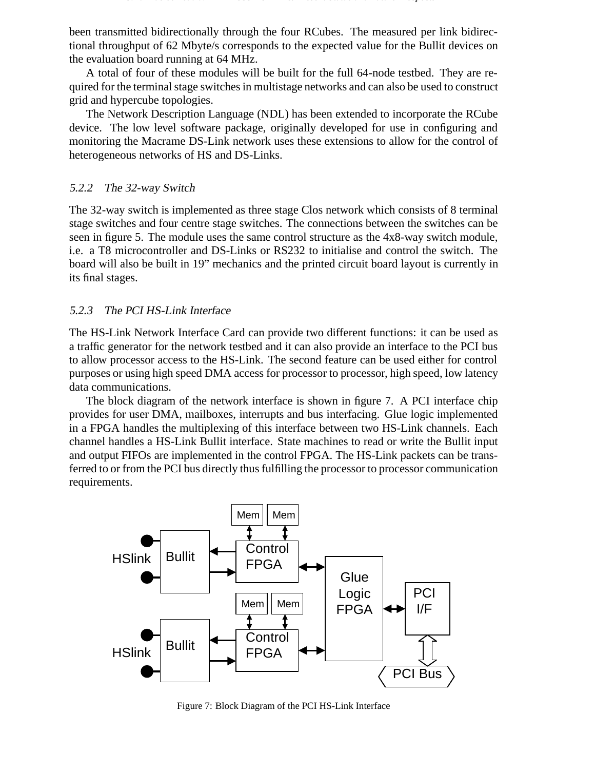been transmitted bidirectionally through the four RCubes. The measured per link bidirectional throughput of 62 Mbyte/s corresponds to the expected value for the Bullit devices on the evaluation board running at 64 MHz.

A total of four of these modules will be built for the full 64-node testbed. They are required for the terminal stage switches in multistage networks and can also be used to construct grid and hypercube topologies.

The Network Description Language (NDL) has been extended to incorporate the RCube device. The low level software package, originally developed for use in configuring and monitoring the Macrame DS-Link network uses these extensions to allow for the control of heterogeneous networks of HS and DS-Links.

### 5.2.2 The 32-way Switch

The 32-way switch is implemented as three stage Clos network which consists of 8 terminal stage switches and four centre stage switches. The connections between the switches can be seen in figure 5. The module uses the same control structure as the 4x8-way switch module, i.e. a T8 microcontroller and DS-Links or RS232 to initialise and control the switch. The board will also be built in 19" mechanics and the printed circuit board layout is currently in its final stages.

### 5.2.3 The PCI HS-Link Interface

The HS-Link Network Interface Card can provide two different functions: it can be used as a traffic generator for the network testbed and it can also provide an interface to the PCI bus to allow processor access to the HS-Link. The second feature can be used either for control purposes or using high speed DMA access for processor to processor, high speed, low latency data communications.

The block diagram of the network interface is shown in figure 7. A PCI interface chip provides for user DMA, mailboxes, interrupts and bus interfacing. Glue logic implemented in a FPGA handles the multiplexing of this interface between two HS-Link channels. Each channel handles a HS-Link Bullit interface. State machines to read or write the Bullit input and output FIFOs are implemented in the control FPGA. The HS-Link packets can be transferred to or from the PCI bus directly thus fulfilling the processor to processor communication requirements.

Figure 7: Block Diagram of the PCI HS-Link Interface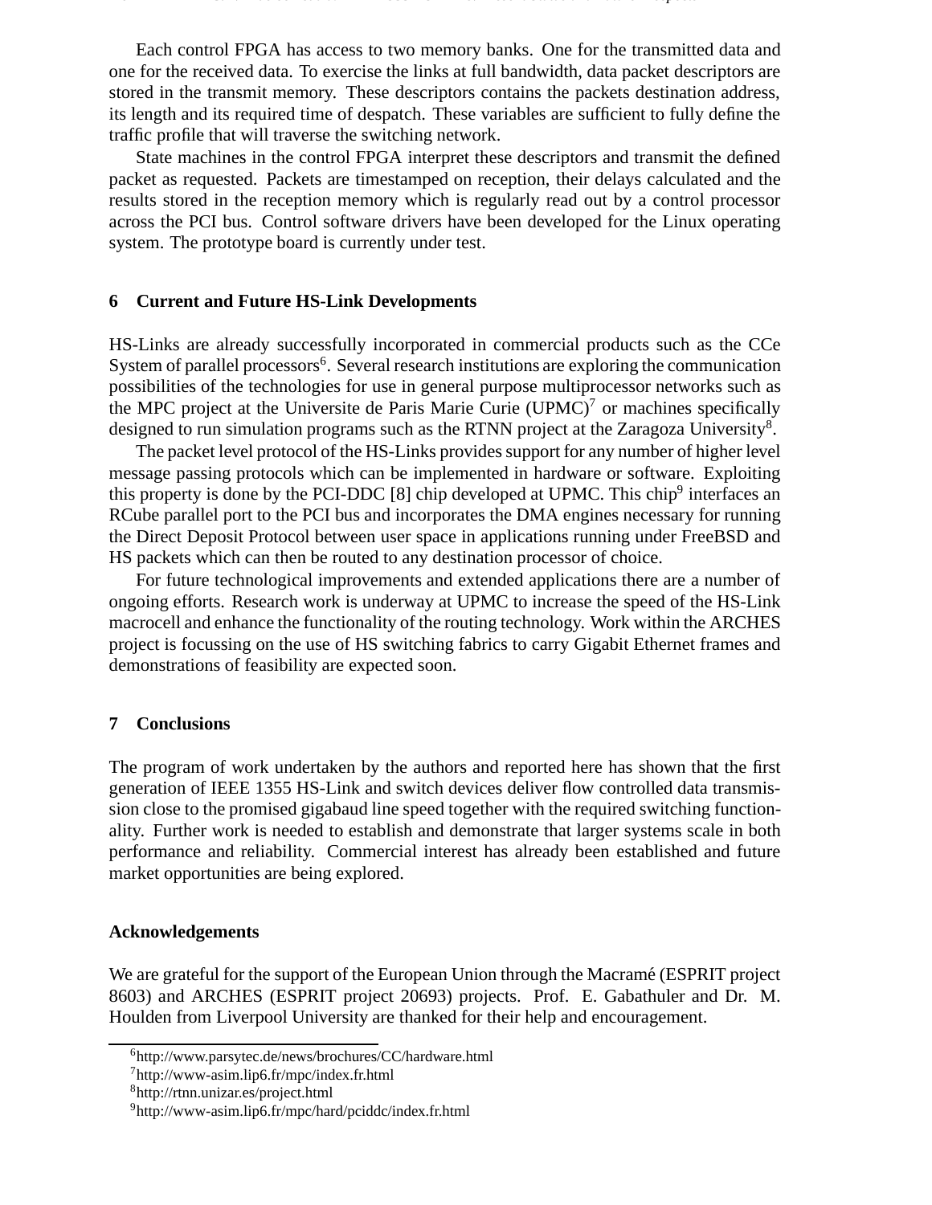Each control FPGA has access to two memory banks. One for the transmitted data and one for the received data. To exercise the links at full bandwidth, data packet descriptors are stored in the transmit memory. These descriptors contains the packets destination address, its length and its required time of despatch. These variables are sufficient to fully define the traffic profile that will traverse the switching network.

State machines in the control FPGA interpret these descriptors and transmit the defined packet as requested. Packets are timestamped on reception, their delays calculated and the results stored in the reception memory which is regularly read out by a control processor across the PCI bus. Control software drivers have been developed for the Linux operating system. The prototype board is currently under test.

## 6 Current and Future HS-Link Developments

HS-Links are already successfully incorporated in commercial products such as the CCe System of parallel processors[6]. Several research institutions are exploring the communication possibilities of the technologies for use in general purpose multiprocessor networks such as the MPC project at the Universite de Paris Marie Curie (UPMC)[7] or machines specifically designed to run simulation programs such as the RTNN project at the Zaragoza University[8].

The packet level protocol of the HS-Links provides support for any number of higher level message passing protocols which can be implemented in hardware or software. Exploiting this property is done by the PCI-DDC [8] chip developed at UPMC. This chip[9] interfaces an RCube parallel port to the PCI bus and incorporates the DMA engines necessary for running the Direct Deposit Protocol between user space in applications running under FreeBSD and HS packets which can then be routed to any destination processor of choice.

For future technological improvements and extended applications there are a number of ongoing efforts. Research work is underway at UPMC to increase the speed of the HS-Link macrocell and enhance the functionality of the routing technology. Work within the ARCHES project is focussing on the use of HS switching fabrics to carry Gigabit Ethernet frames and demonstrations of feasibility are expected soon.

## 7 Conclusions

The program of work undertaken by the authors and reported here has shown that the first generation of IEEE 1355 HS-Link and switch devices deliver flow controlled data transmission close to the promised gigabaud line speed together with the required switching functionality. Further work is needed to establish and demonstrate that larger systems scale in both performance and reliability. Commercial interest has already been established and future market opportunities are being explored.

## Acknowledgements

We are grateful for the support of the European Union through the Macramé (ESPRIT project 8603) and ARCHES (ESPRIT project 20693) projects. Prof. E. Gabathuler and Dr. M. Houlden from Liverpool University are thanked for their help and encouragement.

---

[6] http://www.parsytec.de/news/brochures/CC/hardware.html

[7] http://www-asim.lip6.fr/mpc/index.fr.html

[8] http://rtnn.unizar.es/project.html

[9] http://www-asim.lip6.fr/mpc/hard/pciddc/index.fr.html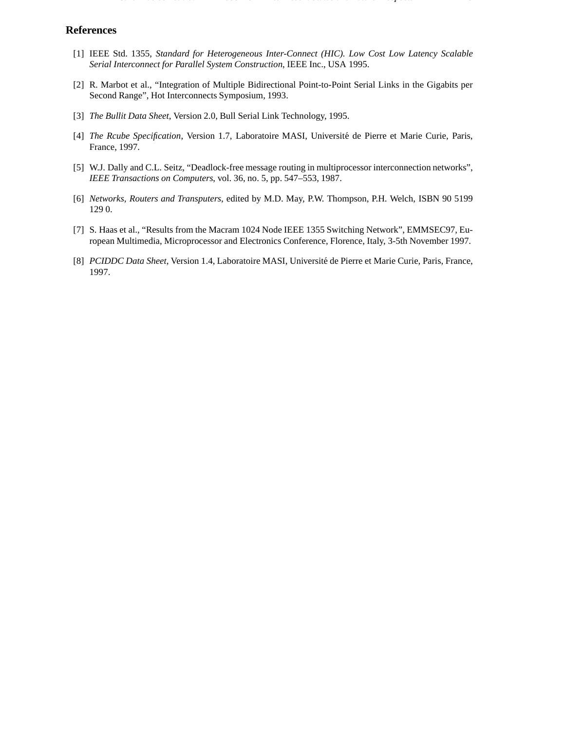## References

[1] IEEE Std. 1355, *Standard for Heterogeneous Inter-Connect (HIC). Low Cost Low Latency Scalable Serial Interconnect for Parallel System Construction*, IEEE Inc., USA 1995.

[2] R. Marbot et al., "Integration of Multiple Bidirectional Point-to-Point Serial Links in the Gigabits per Second Range", Hot Interconnects Symposium, 1993.

[3] *The Bullit Data Sheet*, Version 2.0, Bull Serial Link Technology, 1995.

[4] *The Rcube Specification*, Version 1.7, Laboratoire MASI, Université de Pierre et Marie Curie, Paris, France, 1997.

[5] W.J. Dally and C.L. Seitz, "Deadlock-free message routing in multiprocessor interconnection networks", *IEEE Transactions on Computers*, vol. 36, no. 5, pp. 547–553, 1987.

[6] *Networks, Routers and Transputers*, edited by M.D. May, P.W. Thompson, P.H. Welch, ISBN 90 5199 129 0.

[7] S. Haas et al., "Results from the Macram 1024 Node IEEE 1355 Switching Network", EMMSEC97, European Multimedia, Microprocessor and Electronics Conference, Florence, Italy, 3-5th November 1997.

[8] *PCIDDC Data Sheet*, Version 1.4, Laboratoire MASI, Université de Pierre et Marie Curie, Paris, France, 1997.